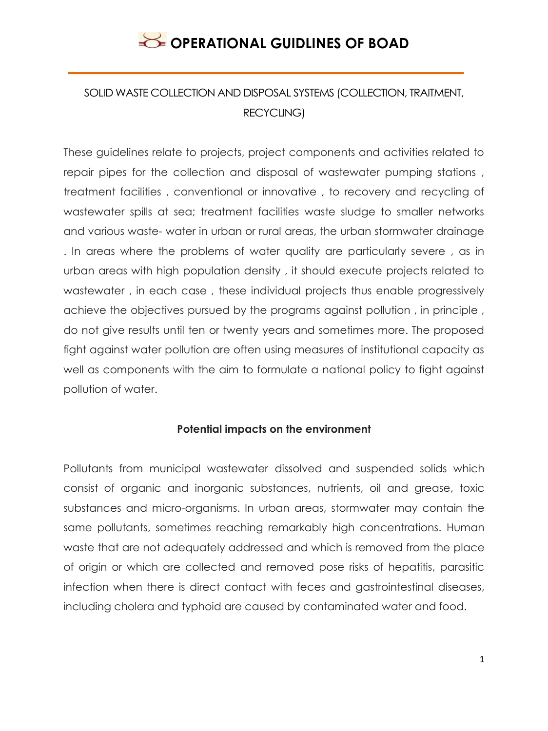# OPERATIONAL GUIDLINES OF BOAD

## SOLID WASTE COLLECTION AND DISPOSAL SYSTEMS (COLLECTION, TRAITMENT, RECYCLING)

These guidelines relate to projects, project components and activities related to repair pipes for the collection and disposal of wastewater pumping stations , treatment facilities , conventional or innovative , to recovery and recycling of wastewater spills at sea; treatment facilities waste sludge to smaller networks and various waste- water in urban or rural areas, the urban stormwater drainage . In areas where the problems of water quality are particularly severe , as in urban areas with high population density , it should execute projects related to wastewater , in each case , these individual projects thus enable progressively achieve the objectives pursued by the programs against pollution , in principle , do not give results until ten or twenty years and sometimes more. The proposed fight against water pollution are often using measures of institutional capacity as well as components with the aim to formulate a national policy to fight against pollution of water.

### Potential impacts on the environment

Pollutants from municipal wastewater dissolved and suspended solids which consist of organic and inorganic substances, nutrients, oil and grease, toxic substances and micro-organisms. In urban areas, stormwater may contain the same pollutants, sometimes reaching remarkably high concentrations. Human waste that are not adequately addressed and which is removed from the place of origin or which are collected and removed pose risks of hepatitis, parasitic infection when there is direct contact with feces and gastrointestinal diseases, including cholera and typhoid are caused by contaminated water and food.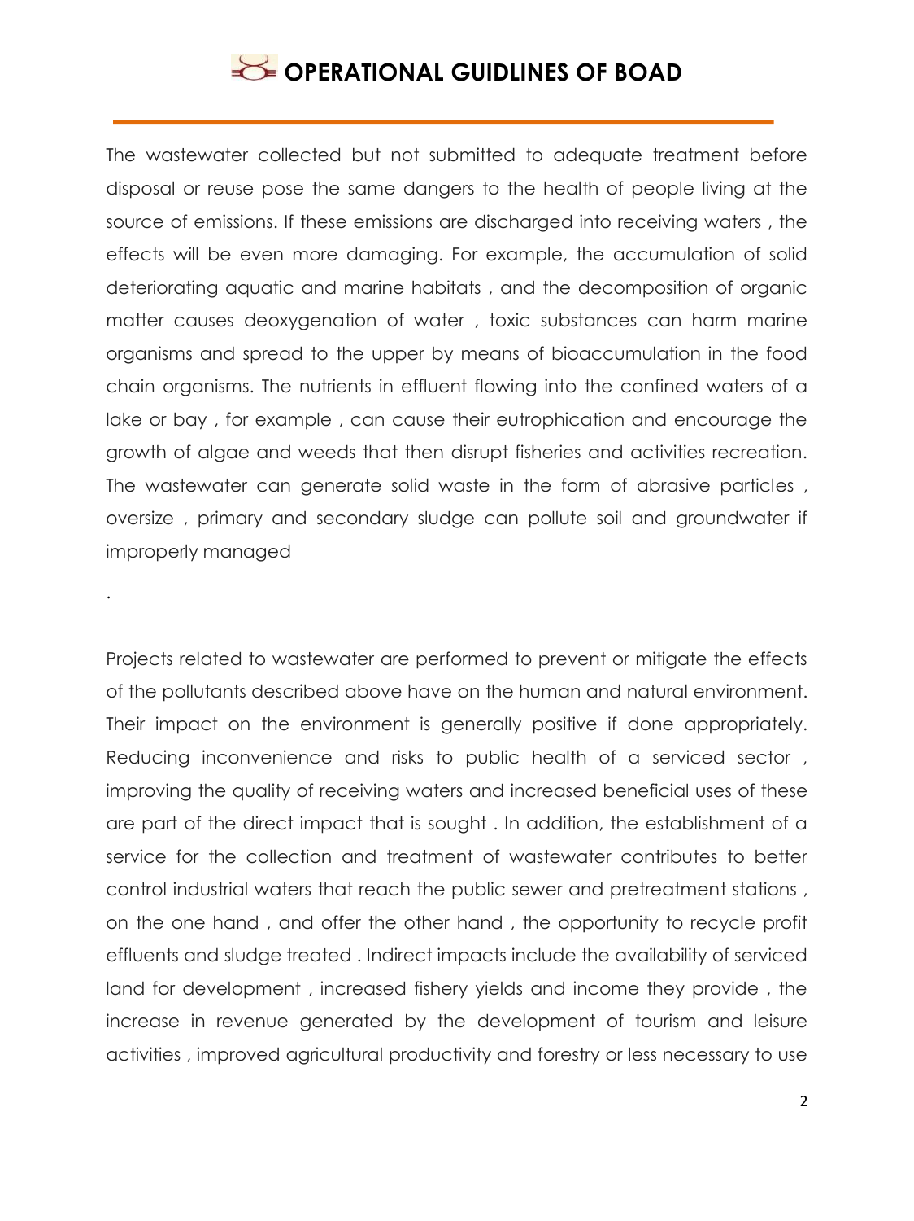The wastewater collected but not submitted to adequate treatment before disposal or reuse pose the same dangers to the health of people living at the source of emissions. If these emissions are discharged into receiving waters , the effects will be even more damaging. For example, the accumulation of solid deteriorating aquatic and marine habitats , and the decomposition of organic matter causes deoxygenation of water , toxic substances can harm marine organisms and spread to the upper by means of bioaccumulation in the food chain organisms. The nutrients in effluent flowing into the confined waters of a lake or bay , for example , can cause their eutrophication and encourage the growth of algae and weeds that then disrupt fisheries and activities recreation. The wastewater can generate solid waste in the form of abrasive particles , oversize , primary and secondary sludge can pollute soil and groundwater if improperly managed

.

Projects related to wastewater are performed to prevent or mitigate the effects of the pollutants described above have on the human and natural environment. Their impact on the environment is generally positive if done appropriately. Reducing inconvenience and risks to public health of a serviced sector , improving the quality of receiving waters and increased beneficial uses of these are part of the direct impact that is sought . In addition, the establishment of a service for the collection and treatment of wastewater contributes to better control industrial waters that reach the public sewer and pretreatment stations , on the one hand , and offer the other hand , the opportunity to recycle profit effluents and sludge treated . Indirect impacts include the availability of serviced land for development , increased fishery yields and income they provide , the increase in revenue generated by the development of tourism and leisure activities , improved agricultural productivity and forestry or less necessary to use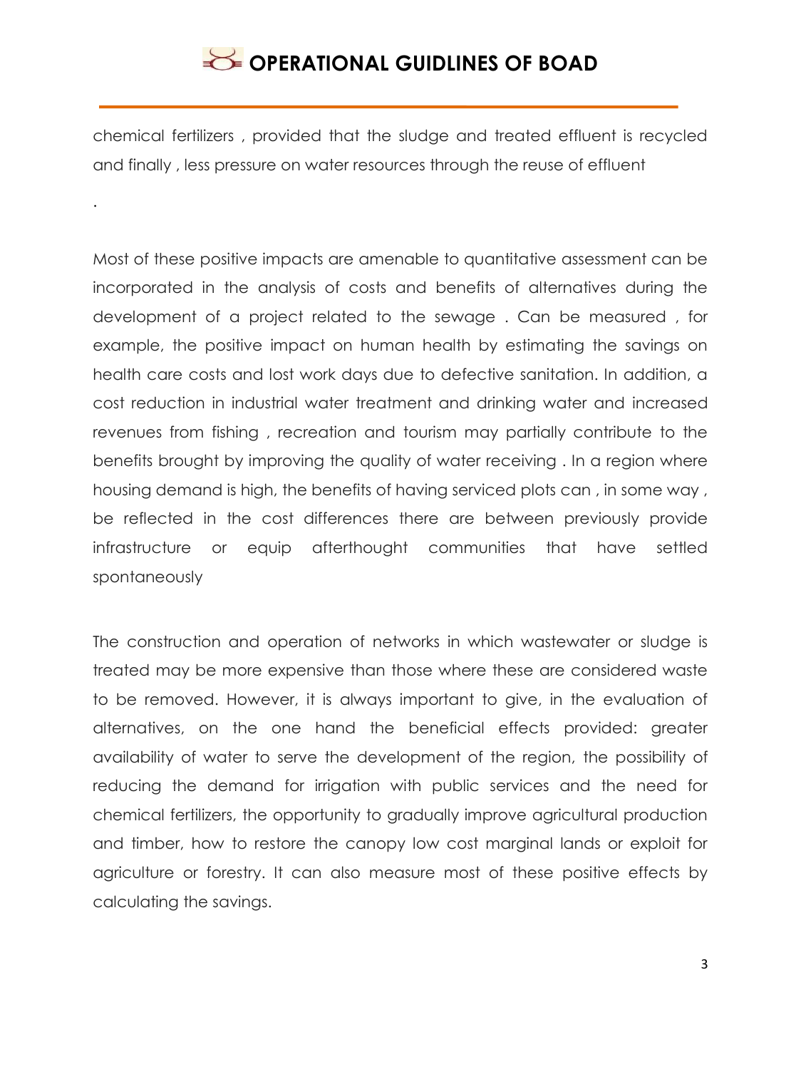chemical fertilizers , provided that the sludge and treated effluent is recycled and finally , less pressure on water resources through the reuse of effluent

.

Most of these positive impacts are amenable to quantitative assessment can be incorporated in the analysis of costs and benefits of alternatives during the development of a project related to the sewage . Can be measured , for example, the positive impact on human health by estimating the savings on health care costs and lost work days due to defective sanitation. In addition, a cost reduction in industrial water treatment and drinking water and increased revenues from fishing , recreation and tourism may partially contribute to the benefits brought by improving the quality of water receiving . In a region where housing demand is high, the benefits of having serviced plots can , in some way , be reflected in the cost differences there are between previously provide infrastructure or equip afterthought communities that have settled spontaneously

The construction and operation of networks in which wastewater or sludge is treated may be more expensive than those where these are considered waste to be removed. However, it is always important to give, in the evaluation of alternatives, on the one hand the beneficial effects provided: greater availability of water to serve the development of the region, the possibility of reducing the demand for irrigation with public services and the need for chemical fertilizers, the opportunity to gradually improve agricultural production and timber, how to restore the canopy low cost marginal lands or exploit for agriculture or forestry. It can also measure most of these positive effects by calculating the savings.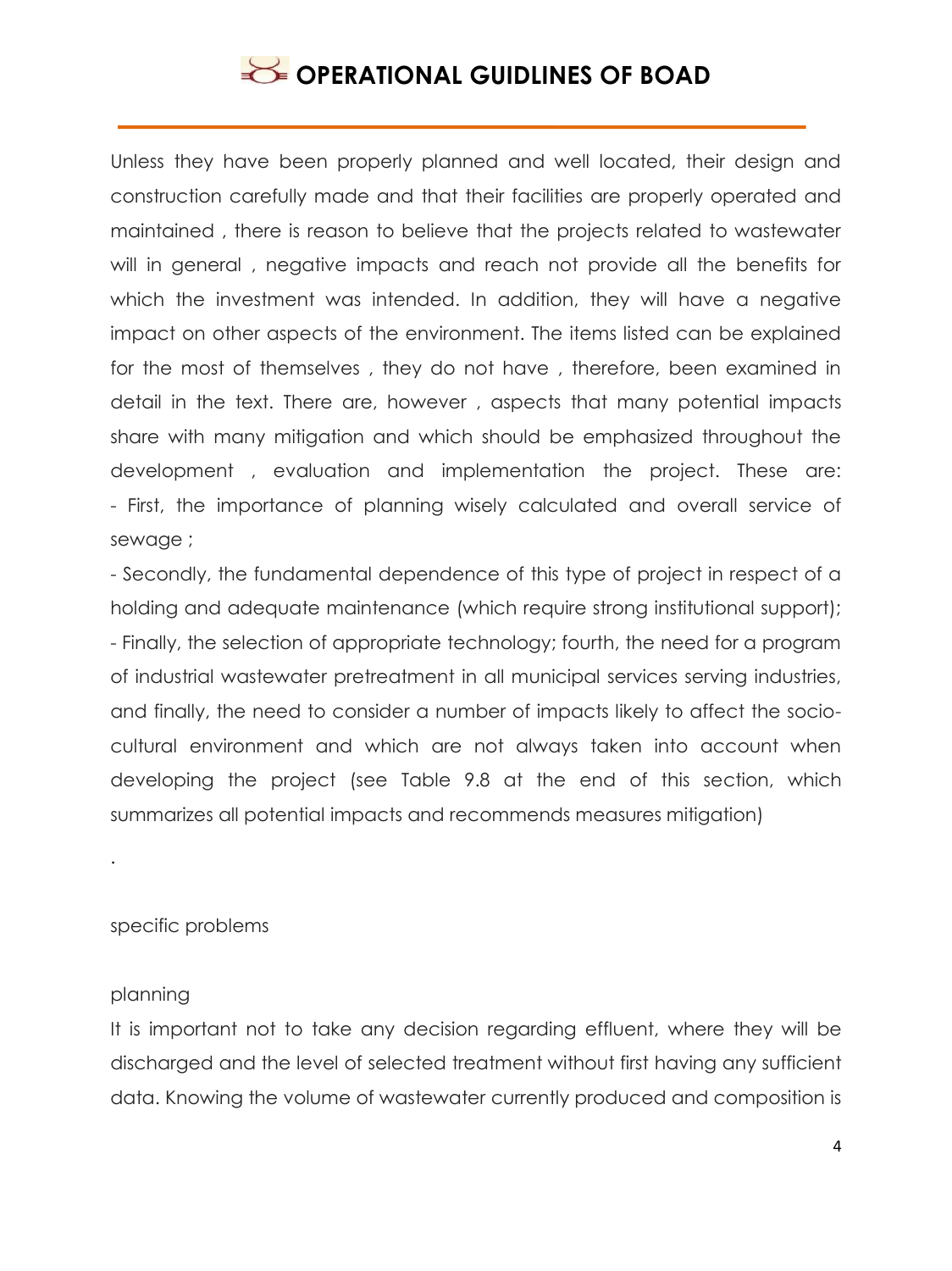Unless they have been properly planned and well located, their design and construction carefully made and that their facilities are properly operated and maintained , there is reason to believe that the projects related to wastewater will in general , negative impacts and reach not provide all the benefits for which the investment was intended. In addition, they will have a negative impact on other aspects of the environment. The items listed can be explained for the most of themselves , they do not have , therefore, been examined in detail in the text. There are, however , aspects that many potential impacts share with many mitigation and which should be emphasized throughout the development , evaluation and implementation the project. These are:
- First, the importance of planning wisely calculated and overall service of sewage ;
- Secondly, the fundamental dependence of this type of project in respect of a holding and adequate maintenance (which require strong institutional support);
- Finally, the selection of appropriate technology; fourth, the need for a program of industrial wastewater pretreatment in all municipal services serving industries, and finally, the need to consider a number of impacts likely to affect the socio-cultural environment and which are not always taken into account when developing the project (see Table 9.8 at the end of this section, which summarizes all potential impacts and recommends measures mitigation)

.

specific problems

planning

It is important not to take any decision regarding effluent, where they will be discharged and the level of selected treatment without first having any sufficient data. Knowing the volume of wastewater currently produced and composition is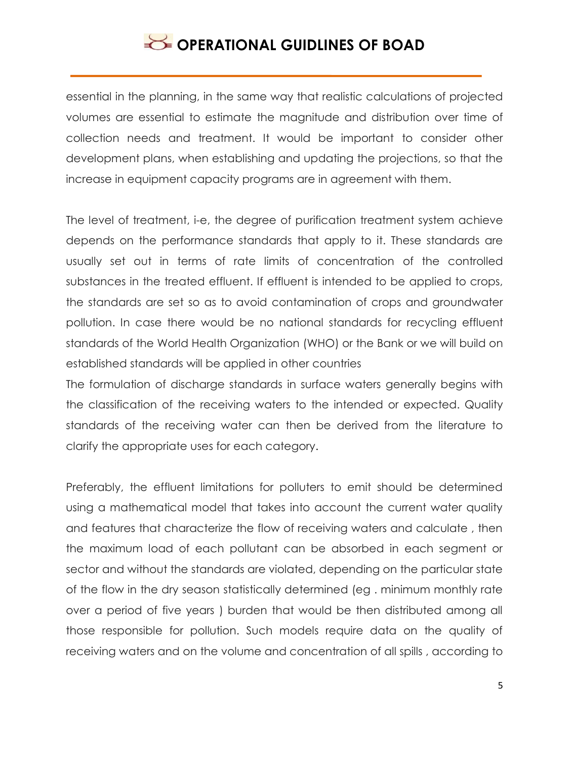essential in the planning, in the same way that realistic calculations of projected volumes are essential to estimate the magnitude and distribution over time of collection needs and treatment. It would be important to consider other development plans, when establishing and updating the projections, so that the increase in equipment capacity programs are in agreement with them.

The level of treatment, i-e, the degree of purification treatment system achieve depends on the performance standards that apply to it. These standards are usually set out in terms of rate limits of concentration of the controlled substances in the treated effluent. If effluent is intended to be applied to crops, the standards are set so as to avoid contamination of crops and groundwater pollution. In case there would be no national standards for recycling effluent standards of the World Health Organization (WHO) or the Bank or we will build on established standards will be applied in other countries

The formulation of discharge standards in surface waters generally begins with the classification of the receiving waters to the intended or expected. Quality standards of the receiving water can then be derived from the literature to clarify the appropriate uses for each category.

Preferably, the effluent limitations for polluters to emit should be determined using a mathematical model that takes into account the current water quality and features that characterize the flow of receiving waters and calculate , then the maximum load of each pollutant can be absorbed in each segment or sector and without the standards are violated, depending on the particular state of the flow in the dry season statistically determined (eg . minimum monthly rate over a period of five years ) burden that would be then distributed among all those responsible for pollution. Such models require data on the quality of receiving waters and on the volume and concentration of all spills , according to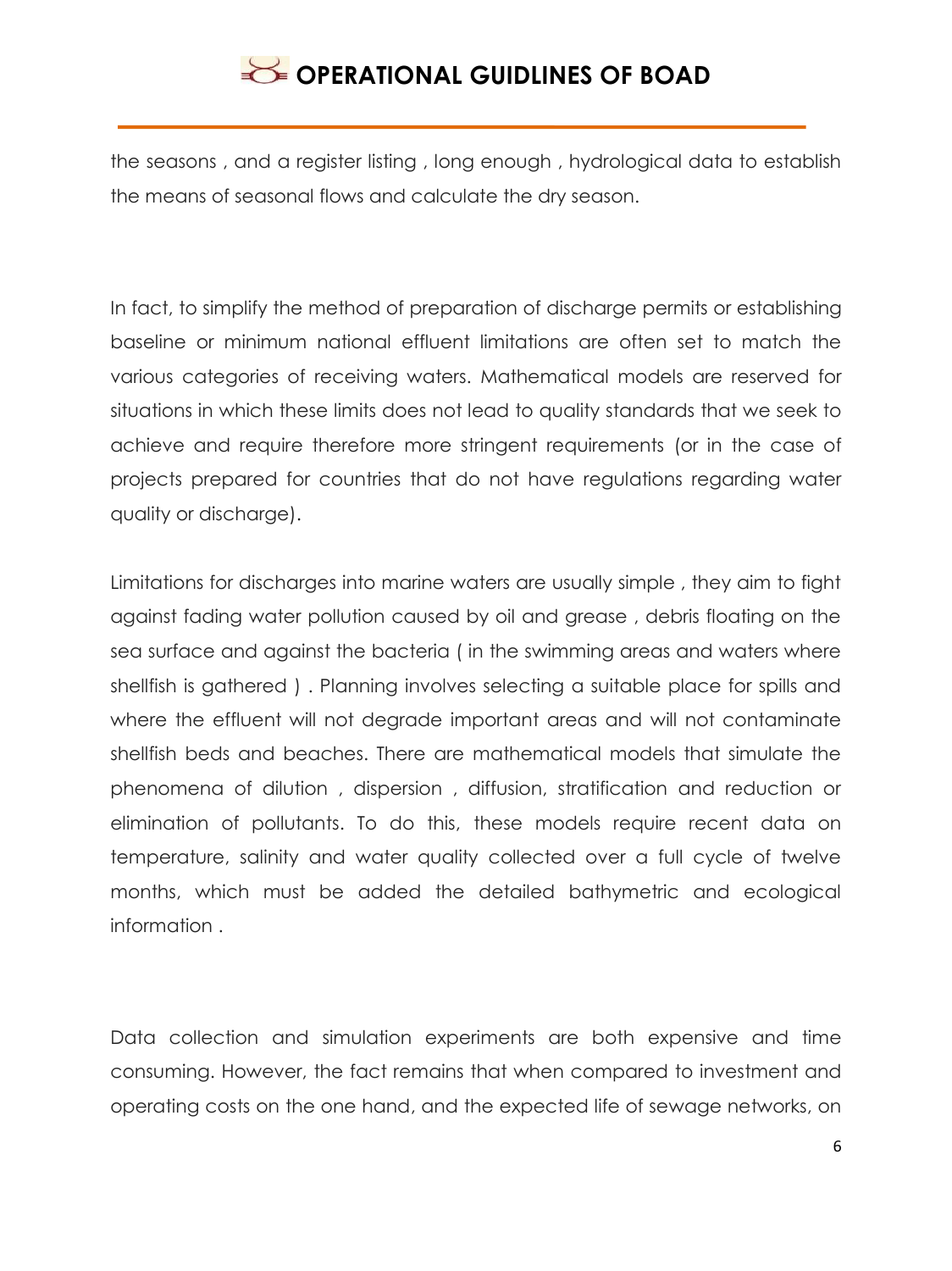the seasons , and a register listing , long enough , hydrological data to establish the means of seasonal flows and calculate the dry season.

In fact, to simplify the method of preparation of discharge permits or establishing baseline or minimum national effluent limitations are often set to match the various categories of receiving waters. Mathematical models are reserved for situations in which these limits does not lead to quality standards that we seek to achieve and require therefore more stringent requirements (or in the case of projects prepared for countries that do not have regulations regarding water quality or discharge).

Limitations for discharges into marine waters are usually simple , they aim to fight against fading water pollution caused by oil and grease , debris floating on the sea surface and against the bacteria ( in the swimming areas and waters where shellfish is gathered ) . Planning involves selecting a suitable place for spills and where the effluent will not degrade important areas and will not contaminate shellfish beds and beaches. There are mathematical models that simulate the phenomena of dilution , dispersion , diffusion, stratification and reduction or elimination of pollutants. To do this, these models require recent data on temperature, salinity and water quality collected over a full cycle of twelve months, which must be added the detailed bathymetric and ecological information .

Data collection and simulation experiments are both expensive and time consuming. However, the fact remains that when compared to investment and operating costs on the one hand, and the expected life of sewage networks, on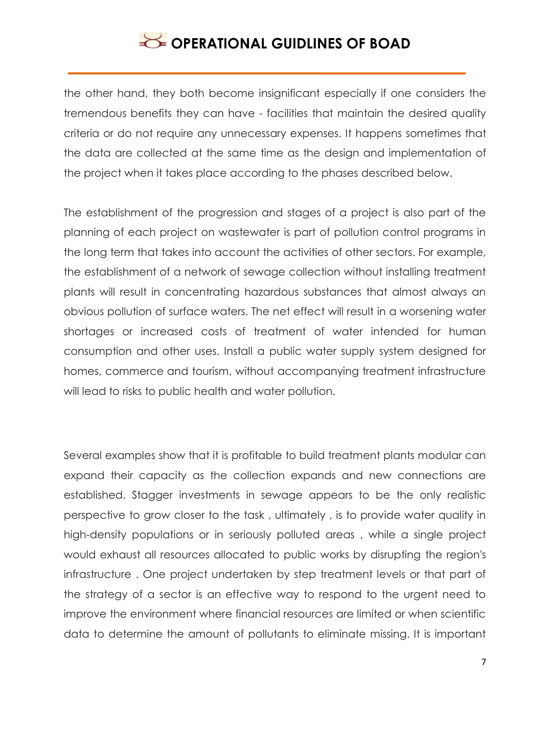the other hand, they both become insignificant especially if one considers the tremendous benefits they can have - facilities that maintain the desired quality criteria or do not require any unnecessary expenses. It happens sometimes that the data are collected at the same time as the design and implementation of the project when it takes place according to the phases described below.

The establishment of the progression and stages of a project is also part of the planning of each project on wastewater is part of pollution control programs in the long term that takes into account the activities of other sectors. For example, the establishment of a network of sewage collection without installing treatment plants will result in concentrating hazardous substances that almost always an obvious pollution of surface waters. The net effect will result in a worsening water shortages or increased costs of treatment of water intended for human consumption and other uses. Install a public water supply system designed for homes, commerce and tourism, without accompanying treatment infrastructure will lead to risks to public health and water pollution.

Several examples show that it is profitable to build treatment plants modular can expand their capacity as the collection expands and new connections are established. Stagger investments in sewage appears to be the only realistic perspective to grow closer to the task , ultimately , is to provide water quality in high-density populations or in seriously polluted areas , while a single project would exhaust all resources allocated to public works by disrupting the region's infrastructure . One project undertaken by step treatment levels or that part of the strategy of a sector is an effective way to respond to the urgent need to improve the environment where financial resources are limited or when scientific data to determine the amount of pollutants to eliminate missing. It is important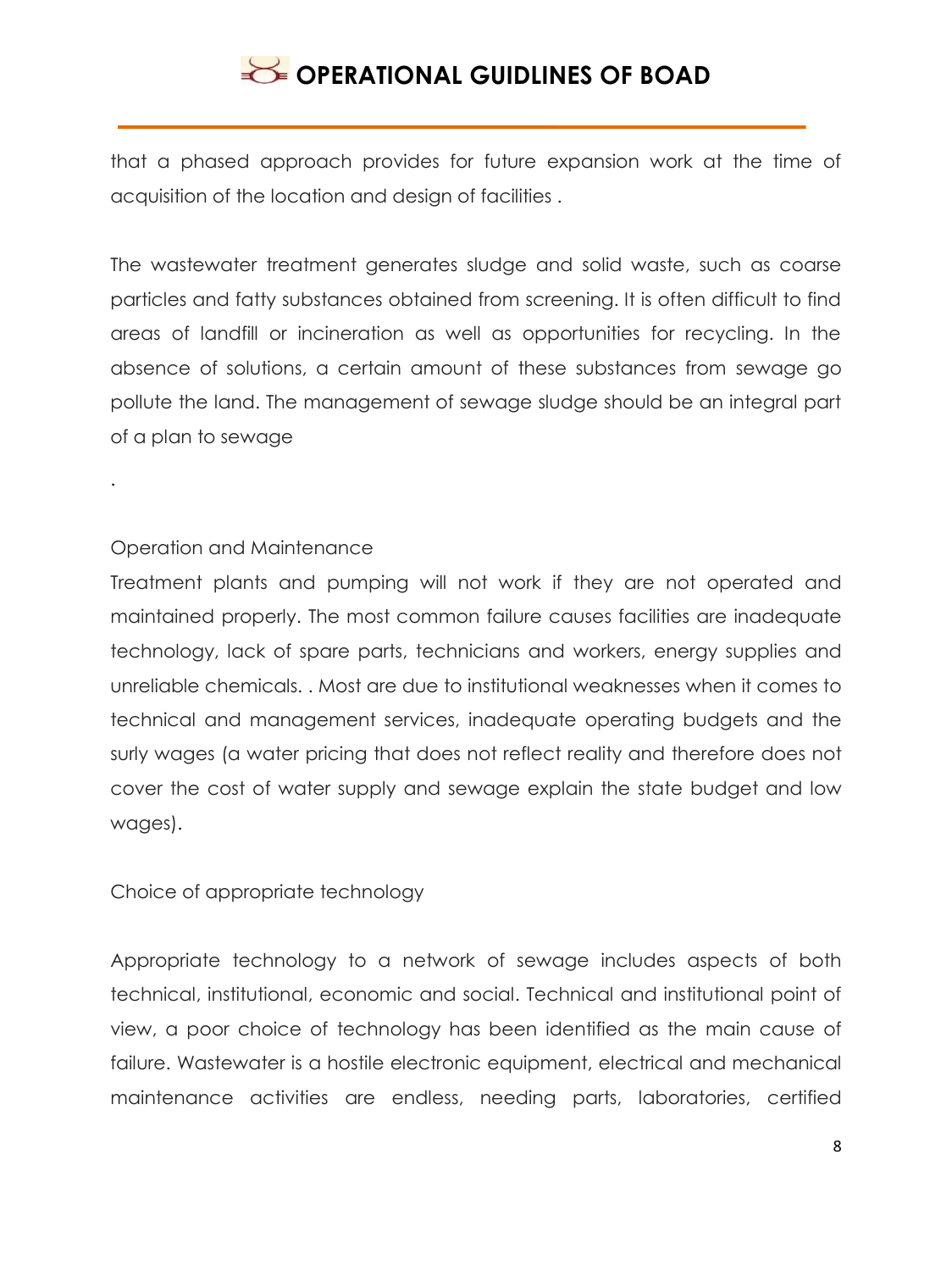that a phased approach provides for future expansion work at the time of acquisition of the location and design of facilities .

The wastewater treatment generates sludge and solid waste, such as coarse particles and fatty substances obtained from screening. It is often difficult to find areas of landfill or incineration as well as opportunities for recycling. In the absence of solutions, a certain amount of these substances from sewage go pollute the land. The management of sewage sludge should be an integral part of a plan to sewage

.

Operation and Maintenance

Treatment plants and pumping will not work if they are not operated and maintained properly. The most common failure causes facilities are inadequate technology, lack of spare parts, technicians and workers, energy supplies and unreliable chemicals. . Most are due to institutional weaknesses when it comes to technical and management services, inadequate operating budgets and the surly wages (a water pricing that does not reflect reality and therefore does not cover the cost of water supply and sewage explain the state budget and low wages).

Choice of appropriate technology

Appropriate technology to a network of sewage includes aspects of both technical, institutional, economic and social. Technical and institutional point of view, a poor choice of technology has been identified as the main cause of failure. Wastewater is a hostile electronic equipment, electrical and mechanical maintenance activities are endless, needing parts, laboratories, certified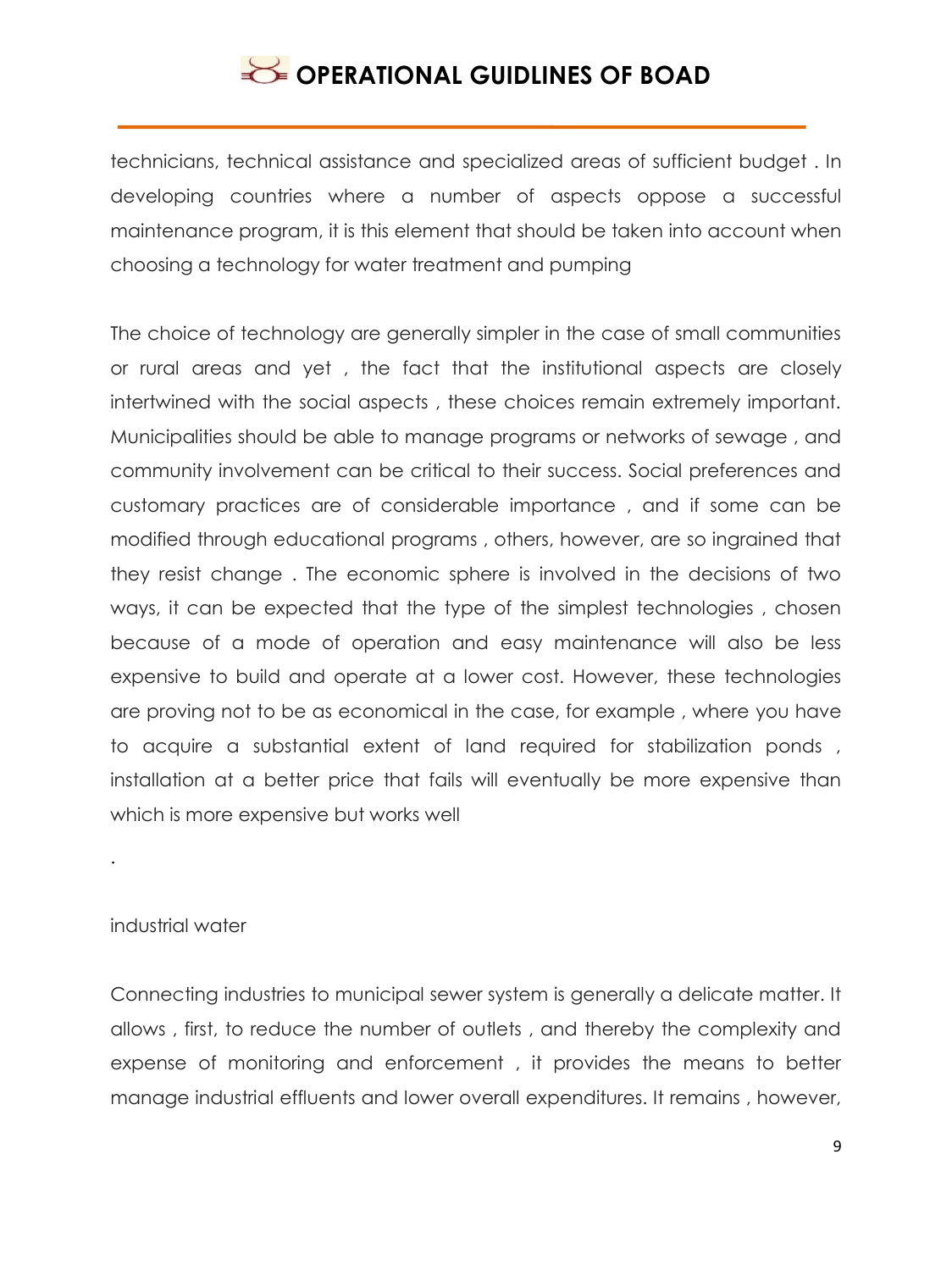technicians, technical assistance and specialized areas of sufficient budget . In developing countries where a number of aspects oppose a successful maintenance program, it is this element that should be taken into account when choosing a technology for water treatment and pumping

The choice of technology are generally simpler in the case of small communities or rural areas and yet , the fact that the institutional aspects are closely intertwined with the social aspects , these choices remain extremely important. Municipalities should be able to manage programs or networks of sewage , and community involvement can be critical to their success. Social preferences and customary practices are of considerable importance , and if some can be modified through educational programs , others, however, are so ingrained that they resist change . The economic sphere is involved in the decisions of two ways, it can be expected that the type of the simplest technologies , chosen because of a mode of operation and easy maintenance will also be less expensive to build and operate at a lower cost. However, these technologies are proving not to be as economical in the case, for example , where you have to acquire a substantial extent of land required for stabilization ponds , installation at a better price that fails will eventually be more expensive than which is more expensive but works well

.

industrial water

Connecting industries to municipal sewer system is generally a delicate matter. It allows , first, to reduce the number of outlets , and thereby the complexity and expense of monitoring and enforcement , it provides the means to better manage industrial effluents and lower overall expenditures. It remains , however,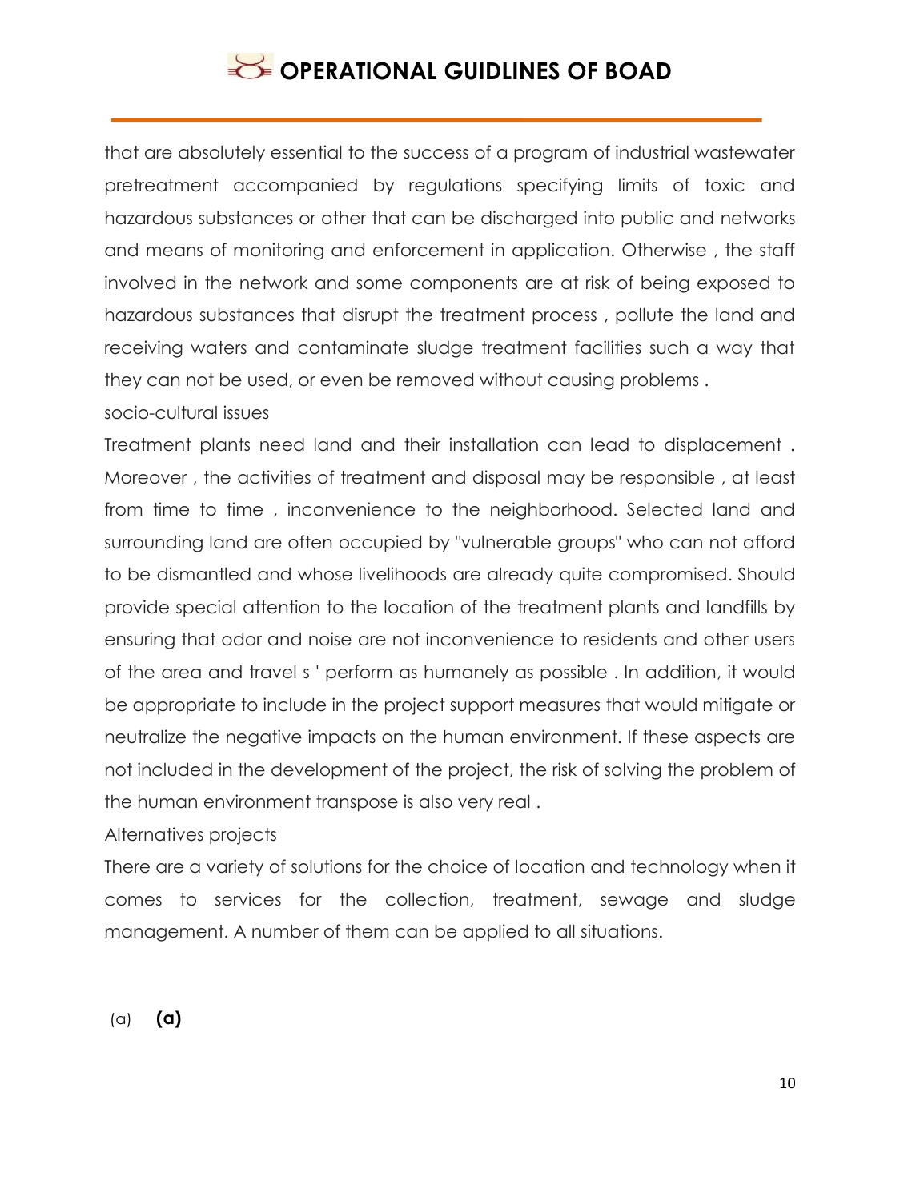that are absolutely essential to the success of a program of industrial wastewater pretreatment accompanied by regulations specifying limits of toxic and hazardous substances or other that can be discharged into public and networks and means of monitoring and enforcement in application. Otherwise , the staff involved in the network and some components are at risk of being exposed to hazardous substances that disrupt the treatment process , pollute the land and receiving waters and contaminate sludge treatment facilities such a way that they can not be used, or even be removed without causing problems .

socio-cultural issues

Treatment plants need land and their installation can lead to displacement . Moreover , the activities of treatment and disposal may be responsible , at least from time to time , inconvenience to the neighborhood. Selected land and surrounding land are often occupied by "vulnerable groups" who can not afford to be dismantled and whose livelihoods are already quite compromised. Should provide special attention to the location of the treatment plants and landfills by ensuring that odor and noise are not inconvenience to residents and other users of the area and travel s ' perform as humanely as possible . In addition, it would be appropriate to include in the project support measures that would mitigate or neutralize the negative impacts on the human environment. If these aspects are not included in the development of the project, the risk of solving the problem of the human environment transpose is also very real .

Alternatives projects

There are a variety of solutions for the choice of location and technology when it comes to services for the collection, treatment, sewage and sludge management. A number of them can be applied to all situations.

(a) **(a)**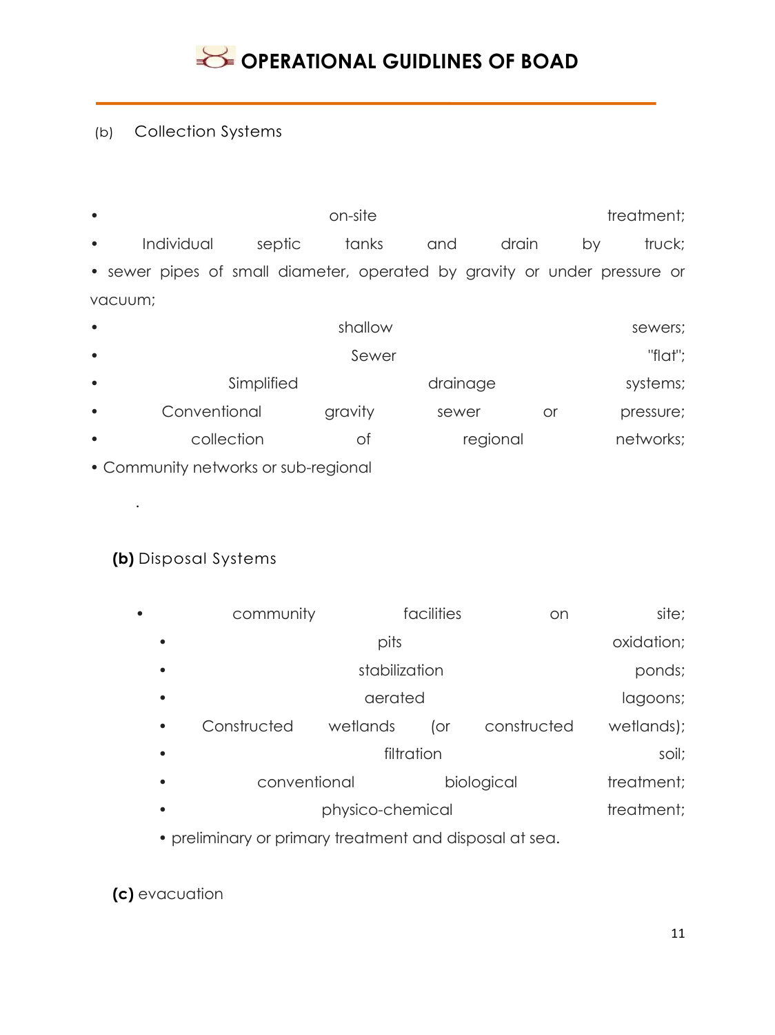(b) Collection Systems

- on-site treatment;
- Individual septic tanks and drain by truck;
- sewer pipes of small diameter, operated by gravity or under pressure or vacuum;
- shallow sewers;
- Sewer "flat";
- Simplified drainage systems;
- Conventional gravity sewer or pressure;
- collection of regional networks;
- Community networks or sub-regional

.

**(b)** Disposal Systems

- community facilities on site;
  - pits oxidation;
  - stabilization ponds;
  - aerated lagoons;
  - Constructed wetlands (or constructed wetlands);
  - filtration soil;
  - conventional biological treatment;
  - physico-chemical treatment;
  - preliminary or primary treatment and disposal at sea.

**(c)** evacuation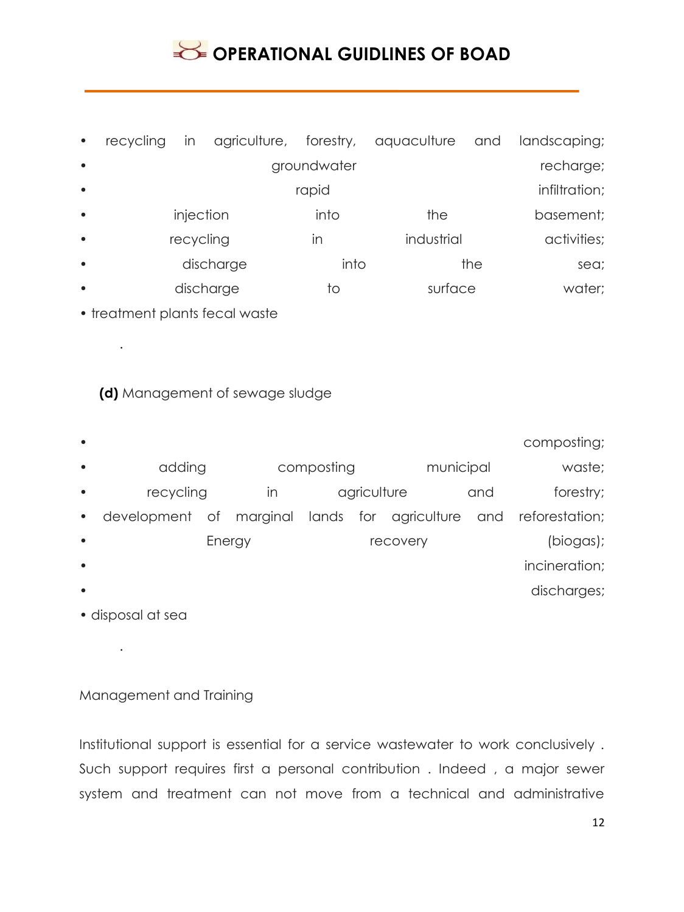- recycling in agriculture, forestry, aquaculture and landscaping;
- groundwater recharge;
- rapid infiltration;
- injection into the basement;
- recycling in industrial activities;
- discharge into the sea;
- discharge to surface water;
- treatment plants fecal waste

.

**(d)** Management of sewage sludge

- composting;
- adding composting municipal waste;
- recycling in agriculture and forestry;
- development of marginal lands for agriculture and reforestation;
- Energy recovery (biogas);
- incineration;
- discharges;
- disposal at sea

.

Management and Training

Institutional support is essential for a service wastewater to work conclusively . Such support requires first a personal contribution . Indeed , a major sewer system and treatment can not move from a technical and administrative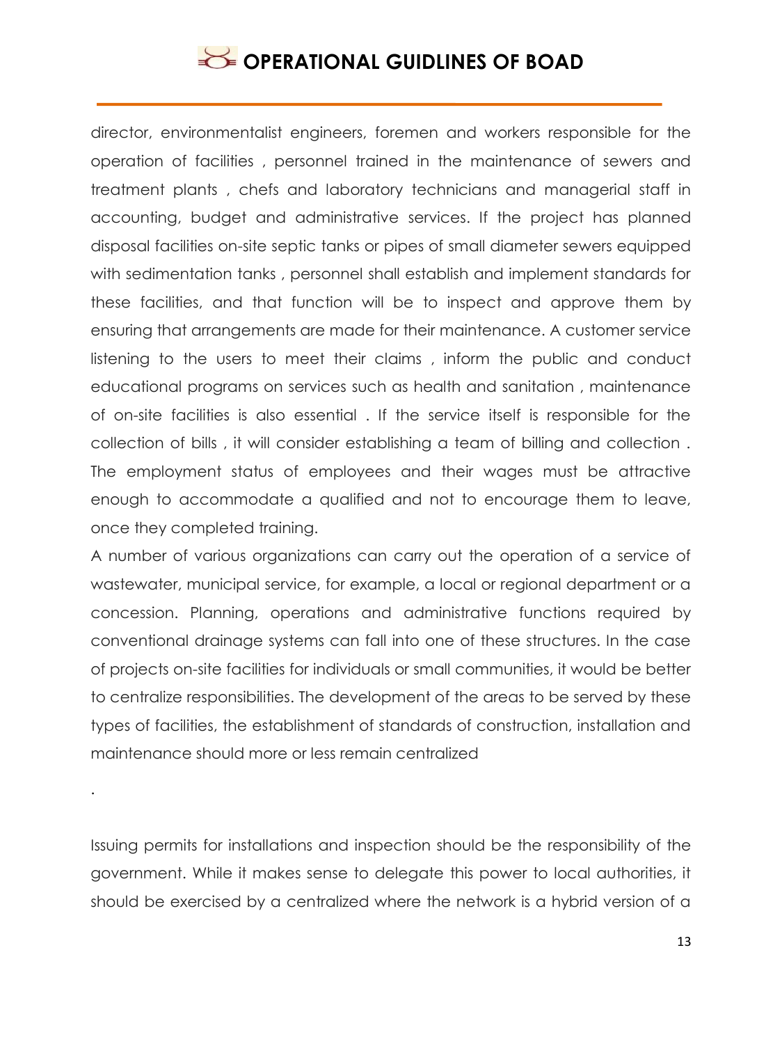director, environmentalist engineers, foremen and workers responsible for the operation of facilities , personnel trained in the maintenance of sewers and treatment plants , chefs and laboratory technicians and managerial staff in accounting, budget and administrative services. If the project has planned disposal facilities on-site septic tanks or pipes of small diameter sewers equipped with sedimentation tanks , personnel shall establish and implement standards for these facilities, and that function will be to inspect and approve them by ensuring that arrangements are made for their maintenance. A customer service listening to the users to meet their claims , inform the public and conduct educational programs on services such as health and sanitation , maintenance of on-site facilities is also essential . If the service itself is responsible for the collection of bills , it will consider establishing a team of billing and collection . The employment status of employees and their wages must be attractive enough to accommodate a qualified and not to encourage them to leave, once they completed training.

A number of various organizations can carry out the operation of a service of wastewater, municipal service, for example, a local or regional department or a concession. Planning, operations and administrative functions required by conventional drainage systems can fall into one of these structures. In the case of projects on-site facilities for individuals or small communities, it would be better to centralize responsibilities. The development of the areas to be served by these types of facilities, the establishment of standards of construction, installation and maintenance should more or less remain centralized

.

Issuing permits for installations and inspection should be the responsibility of the government. While it makes sense to delegate this power to local authorities, it should be exercised by a centralized where the network is a hybrid version of a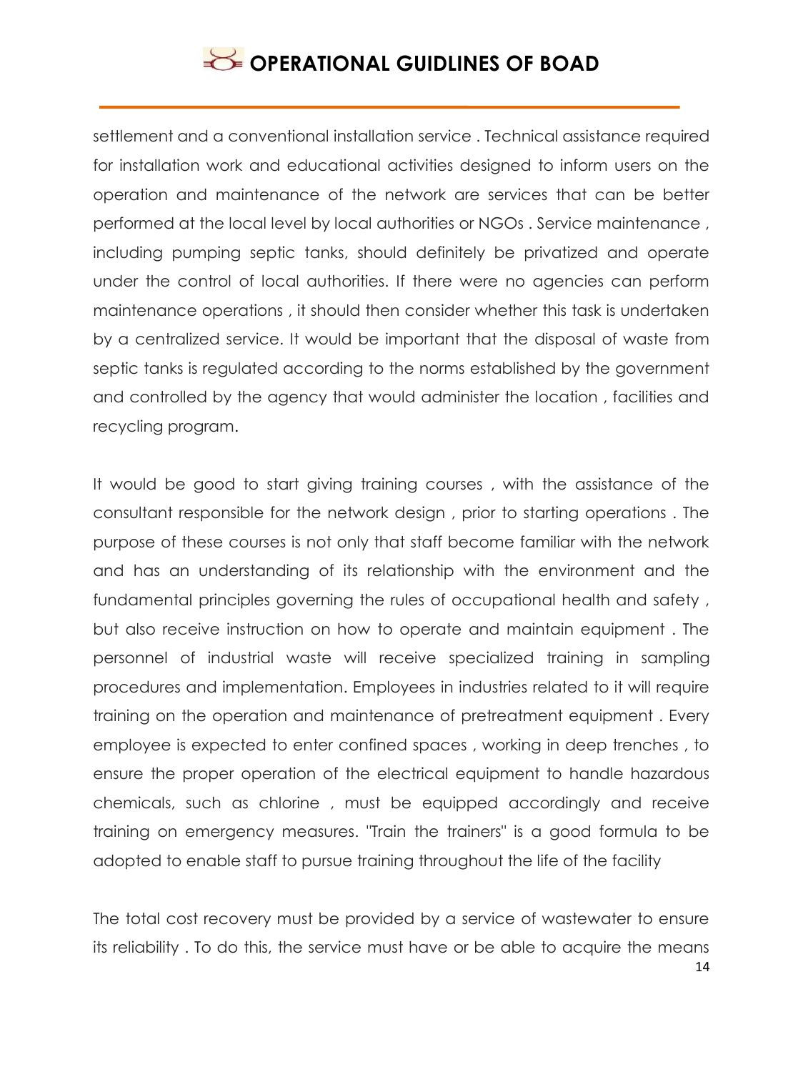settlement and a conventional installation service . Technical assistance required for installation work and educational activities designed to inform users on the operation and maintenance of the network are services that can be better performed at the local level by local authorities or NGOs . Service maintenance , including pumping septic tanks, should definitely be privatized and operate under the control of local authorities. If there were no agencies can perform maintenance operations , it should then consider whether this task is undertaken by a centralized service. It would be important that the disposal of waste from septic tanks is regulated according to the norms established by the government and controlled by the agency that would administer the location , facilities and recycling program.

It would be good to start giving training courses , with the assistance of the consultant responsible for the network design , prior to starting operations . The purpose of these courses is not only that staff become familiar with the network and has an understanding of its relationship with the environment and the fundamental principles governing the rules of occupational health and safety , but also receive instruction on how to operate and maintain equipment . The personnel of industrial waste will receive specialized training in sampling procedures and implementation. Employees in industries related to it will require training on the operation and maintenance of pretreatment equipment . Every employee is expected to enter confined spaces , working in deep trenches , to ensure the proper operation of the electrical equipment to handle hazardous chemicals, such as chlorine , must be equipped accordingly and receive training on emergency measures. "Train the trainers" is a good formula to be adopted to enable staff to pursue training throughout the life of the facility

The total cost recovery must be provided by a service of wastewater to ensure its reliability . To do this, the service must have or be able to acquire the means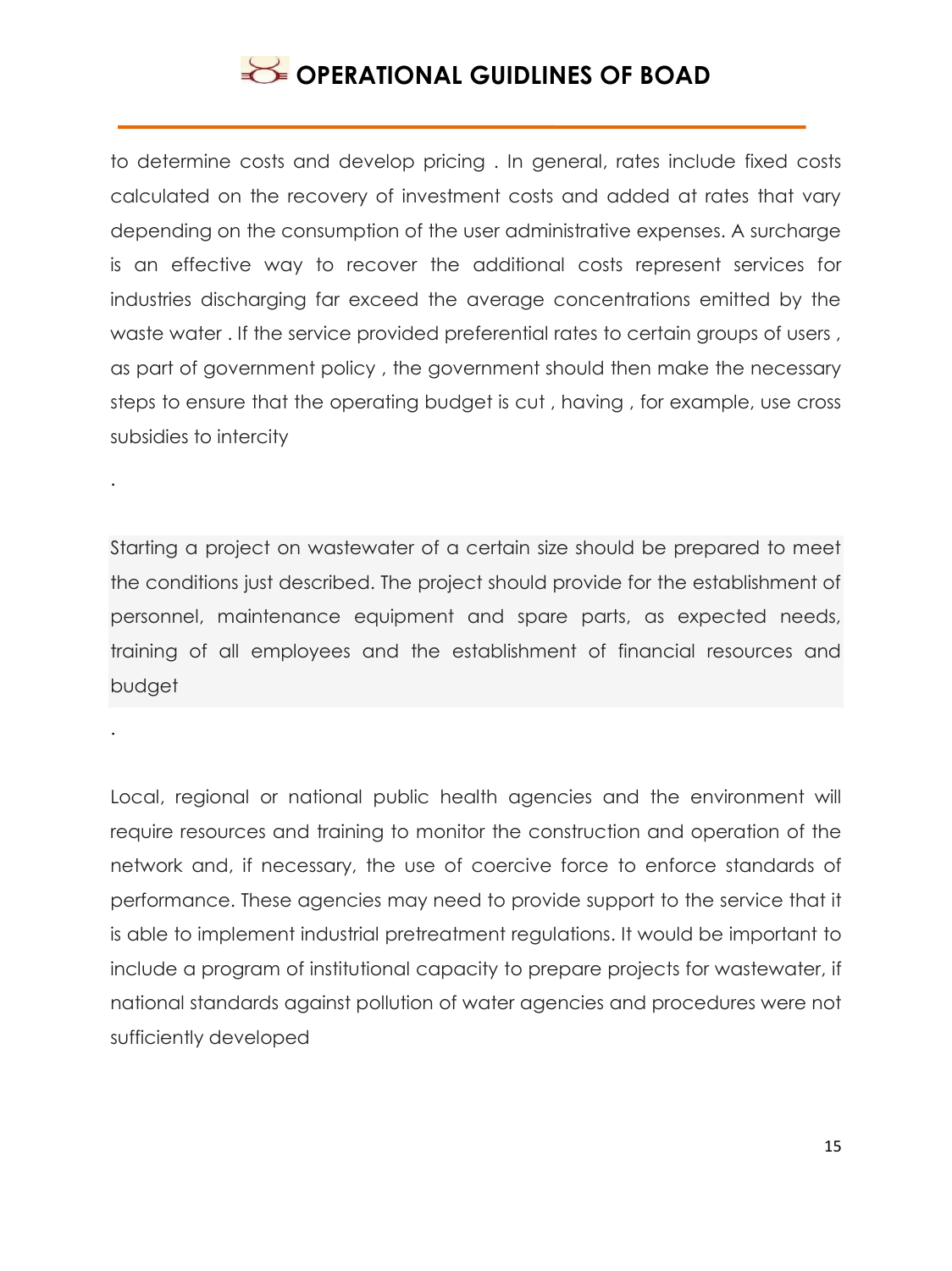to determine costs and develop pricing . In general, rates include fixed costs calculated on the recovery of investment costs and added at rates that vary depending on the consumption of the user administrative expenses. A surcharge is an effective way to recover the additional costs represent services for industries discharging far exceed the average concentrations emitted by the waste water . If the service provided preferential rates to certain groups of users , as part of government policy , the government should then make the necessary steps to ensure that the operating budget is cut , having , for example, use cross subsidies to intercity

.

Starting a project on wastewater of a certain size should be prepared to meet the conditions just described. The project should provide for the establishment of personnel, maintenance equipment and spare parts, as expected needs, training of all employees and the establishment of financial resources and budget

.

Local, regional or national public health agencies and the environment will require resources and training to monitor the construction and operation of the network and, if necessary, the use of coercive force to enforce standards of performance. These agencies may need to provide support to the service that it is able to implement industrial pretreatment regulations. It would be important to include a program of institutional capacity to prepare projects for wastewater, if national standards against pollution of water agencies and procedures were not sufficiently developed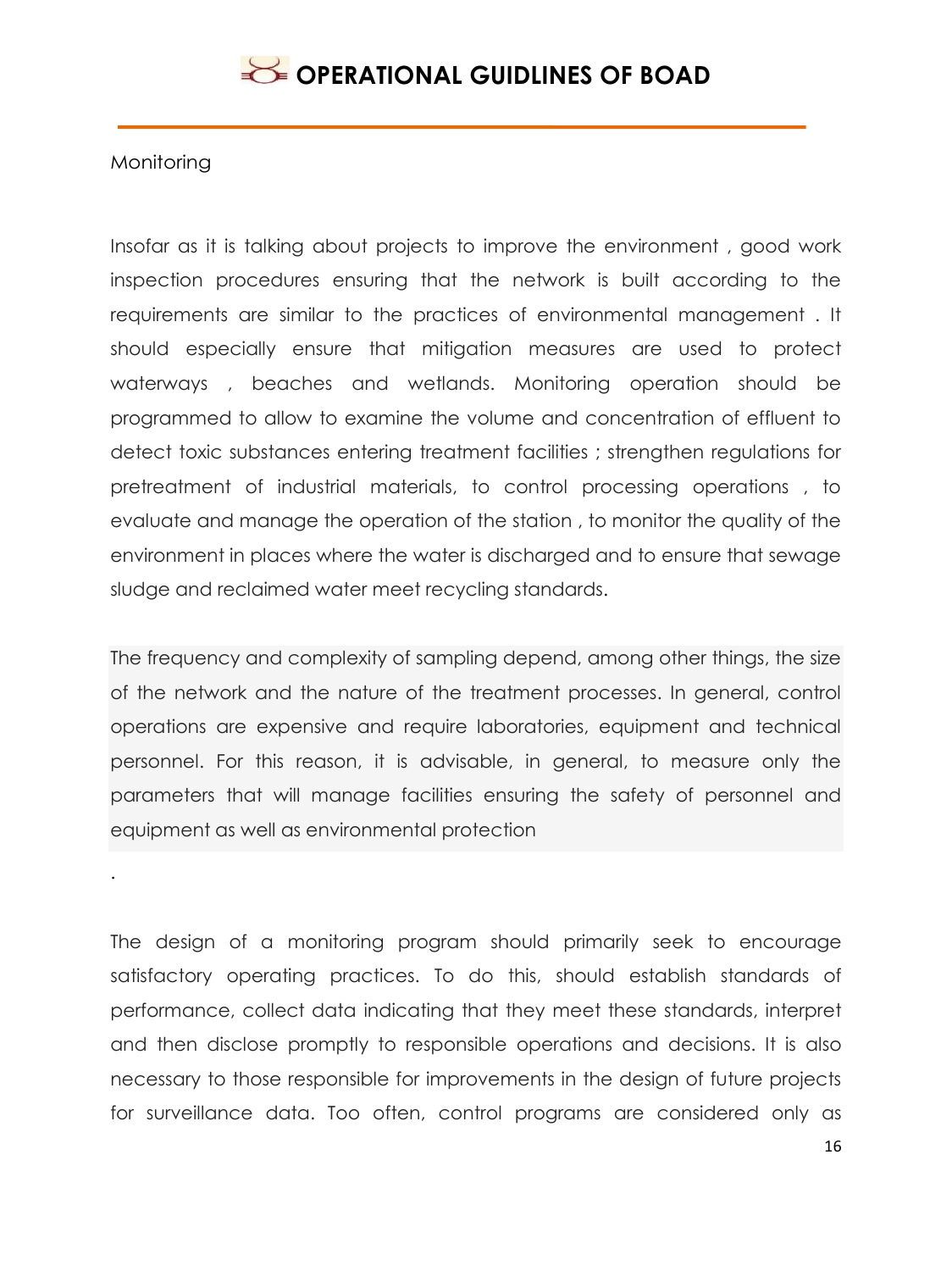Monitoring

Insofar as it is talking about projects to improve the environment , good work inspection procedures ensuring that the network is built according to the requirements are similar to the practices of environmental management . It should especially ensure that mitigation measures are used to protect waterways , beaches and wetlands. Monitoring operation should be programmed to allow to examine the volume and concentration of effluent to detect toxic substances entering treatment facilities ; strengthen regulations for pretreatment of industrial materials, to control processing operations , to evaluate and manage the operation of the station , to monitor the quality of the environment in places where the water is discharged and to ensure that sewage sludge and reclaimed water meet recycling standards.

The frequency and complexity of sampling depend, among other things, the size of the network and the nature of the treatment processes. In general, control operations are expensive and require laboratories, equipment and technical personnel. For this reason, it is advisable, in general, to measure only the parameters that will manage facilities ensuring the safety of personnel and equipment as well as environmental protection

.

The design of a monitoring program should primarily seek to encourage satisfactory operating practices. To do this, should establish standards of performance, collect data indicating that they meet these standards, interpret and then disclose promptly to responsible operations and decisions. It is also necessary to those responsible for improvements in the design of future projects for surveillance data. Too often, control programs are considered only as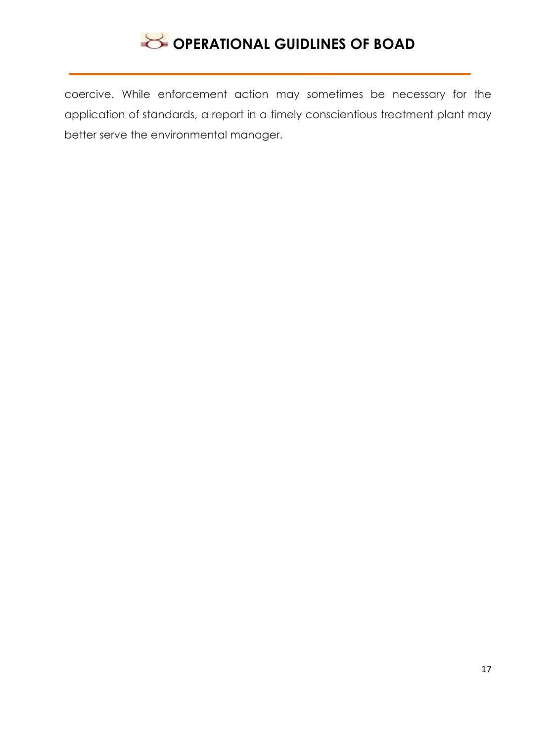coercive. While enforcement action may sometimes be necessary for the application of standards, a report in a timely conscientious treatment plant may better serve the environmental manager.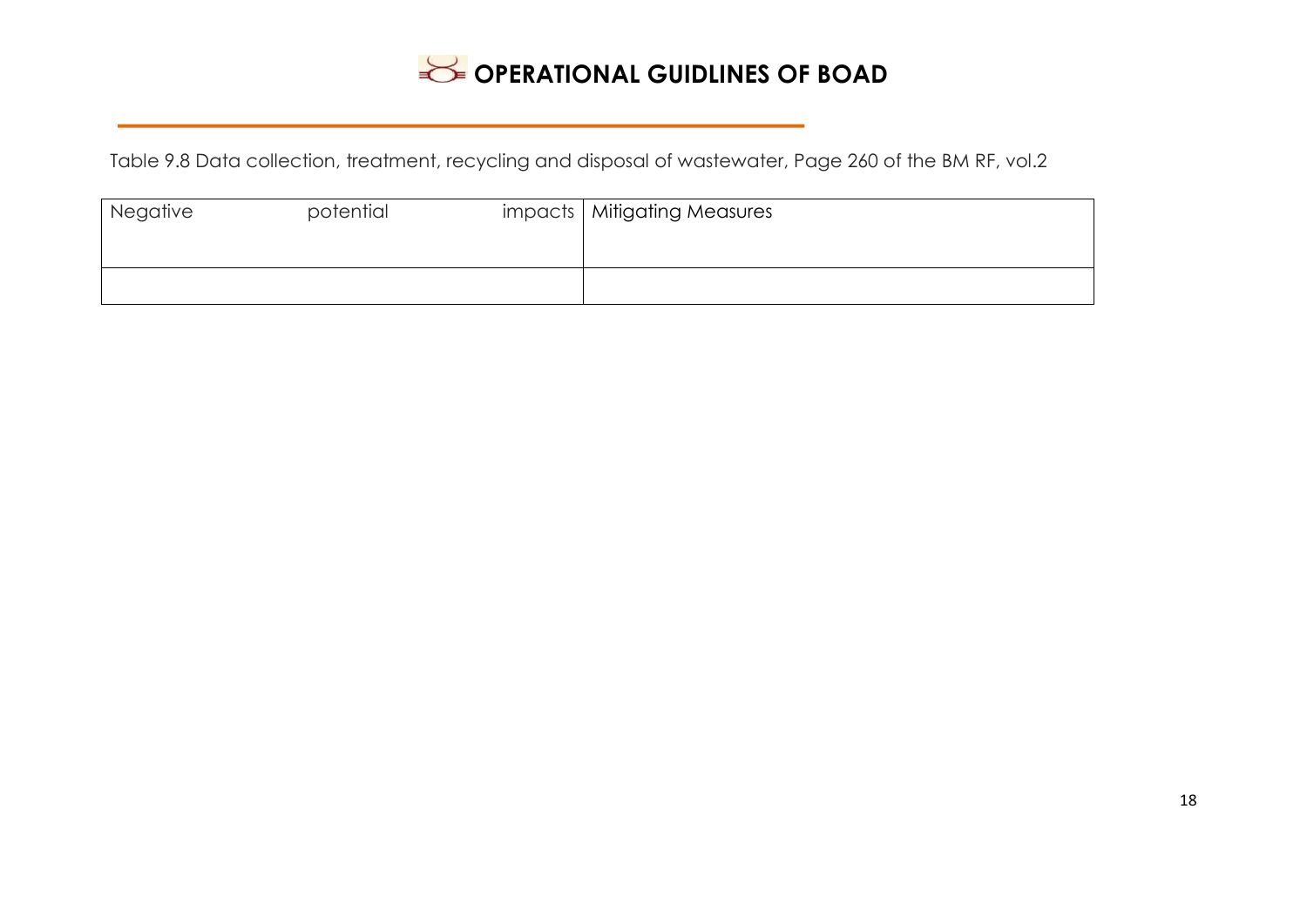Table 9.8 Data collection, treatment, recycling and disposal of wastewater, Page 260 of the BM RF, vol.2

| Negative potential impacts | Mitigating Measures |
|---|---|
| | |